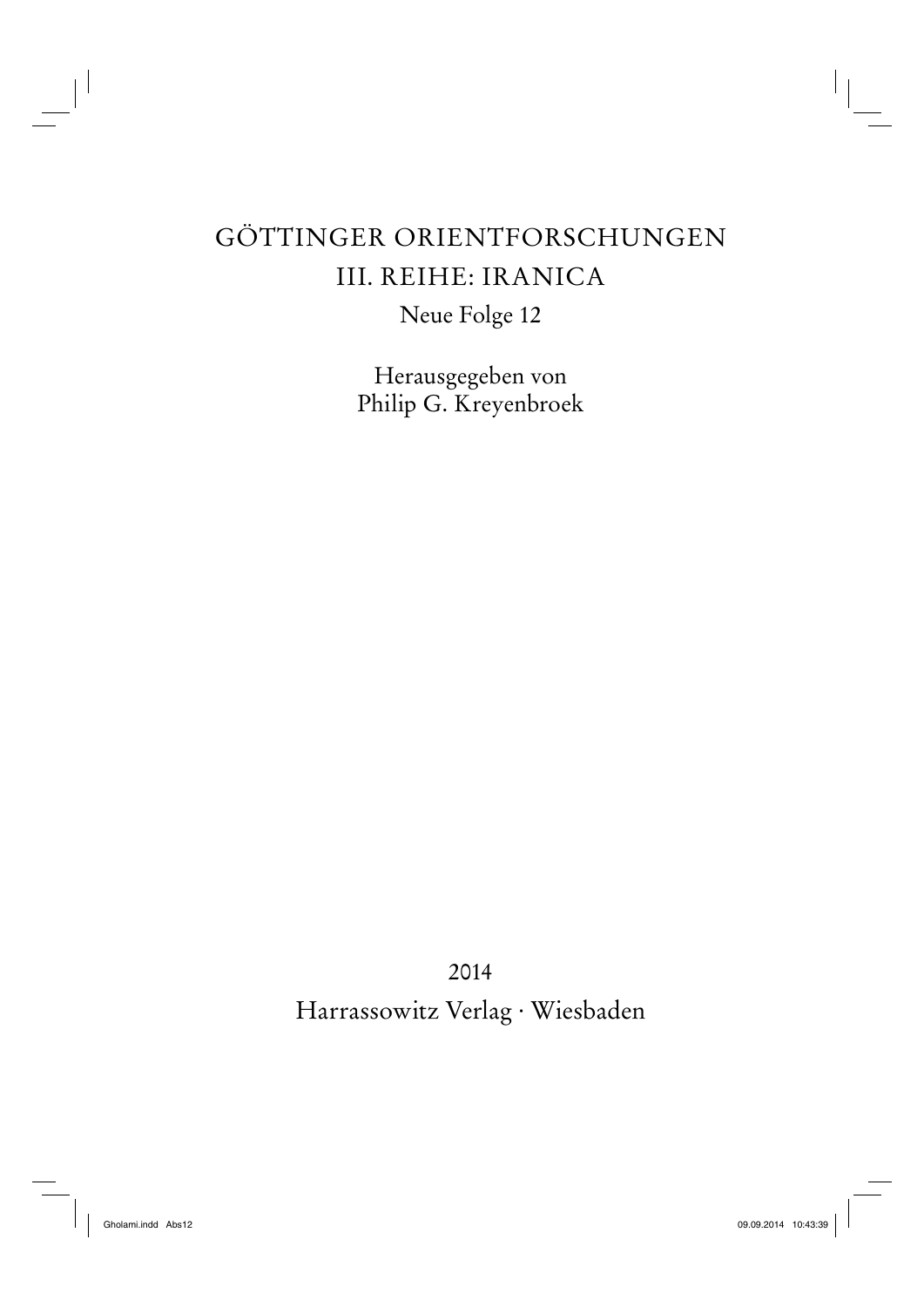# GÖTTINGER ORIENTFORSCHUNGEN

## III. REIHE: IRANICA

Neue Folge 12

Herausgegeben von
Philip G. Kreyenbroek

2014

Harrassowitz Verlag · Wiesbaden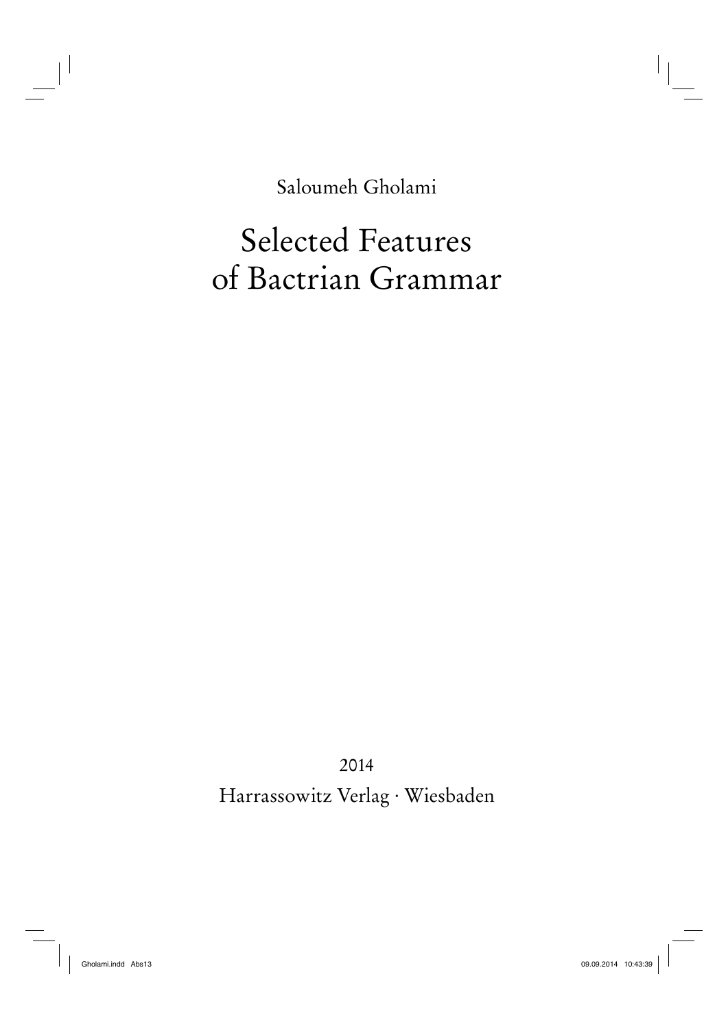Saloumeh Gholami

# Selected Features of Bactrian Grammar

2014

Harrassowitz Verlag · Wiesbaden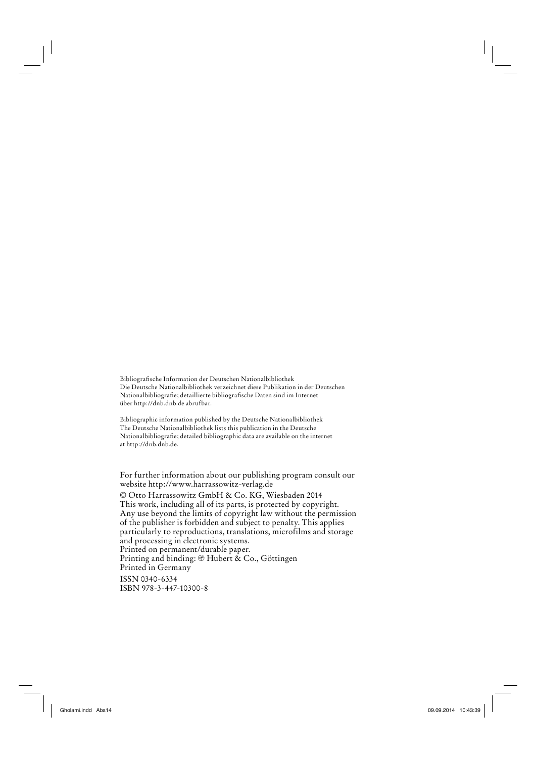Bibliografische Information der Deutschen Nationalbibliothek
Die Deutsche Nationalbibliothek verzeichnet diese Publikation in der Deutschen Nationalbibliografie; detaillierte bibliografische Daten sind im Internet über http://dnb.dnb.de abrufbar.

Bibliographic information published by the Deutsche Nationalbibliothek
The Deutsche Nationalbibliothek lists this publication in the Deutsche Nationalbibliografie; detailed bibliographic data are available on the internet at http://dnb.dnb.de.

For further information about our publishing program consult our website http://www.harrassowitz-verlag.de

© Otto Harrassowitz GmbH & Co. KG, Wiesbaden 2014
This work, including all of its parts, is protected by copyright. Any use beyond the limits of copyright law without the permission of the publisher is forbidden and subject to penalty. This applies particularly to reproductions, translations, microfilms and storage and processing in electronic systems.
Printed on permanent/durable paper.
Printing and binding: Ⓗ Hubert & Co., Göttingen
Printed in Germany

ISSN 0340-6334
ISBN 978-3-447-10300-8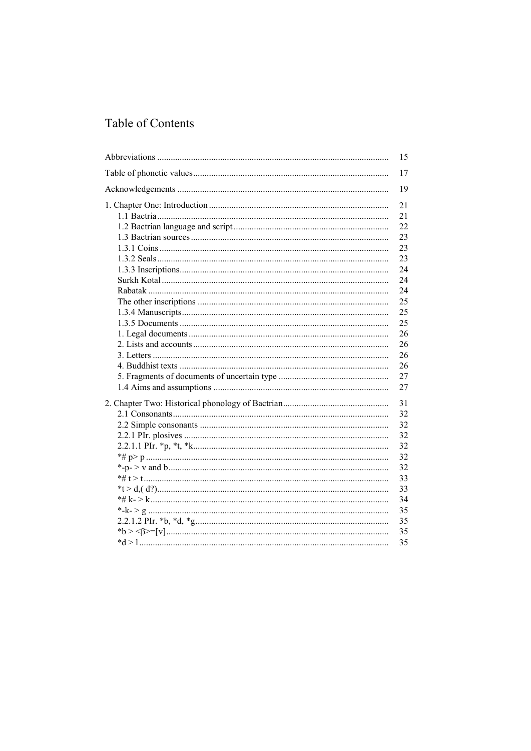# Table of Contents

| | |
|---|---|
| Abbreviations | 15 |
| Table of phonetic values | 17 |
| Acknowledgements | 19 |
| 1. Chapter One: Introduction | 21 |
| 1.1 Bactria | 21 |
| 1.2 Bactrian language and script | 22 |
| 1.3 Bactrian sources | 23 |
| 1.3.1 Coins | 23 |
| 1.3.2 Seals | 23 |
| 1.3.3 Inscriptions | 24 |
| Surkh Kotal | 24 |
| Rabatak | 24 |
| The other inscriptions | 25 |
| 1.3.4 Manuscripts | 25 |
| 1.3.5 Documents | 25 |
| 1. Legal documents | 26 |
| 2. Lists and accounts | 26 |
| 3. Letters | 26 |
| 4. Buddhist texts | 26 |
| 5. Fragments of documents of uncertain type | 27 |
| 1.4 Aims and assumptions | 27 |
| 2. Chapter Two: Historical phonology of Bactrian | 31 |
| 2.1 Consonants | 32 |
| 2.2 Simple consonants | 32 |
| 2.2.1 PIr. plosives | 32 |
| 2.2.1.1 PIr. *p, *t, *k | 32 |
| *# p> p | 32 |
| *-p- > v and b | 32 |
| *# t > t | 33 |
| *t > d,( đ?) | 33 |
| *# k- > k | 34 |
| *-k- > g | 35 |
| 2.2.1.2 PIr. *b, *d, *g | 35 |
| *b > <β>=[v] | 35 |
| *d > l | 35 |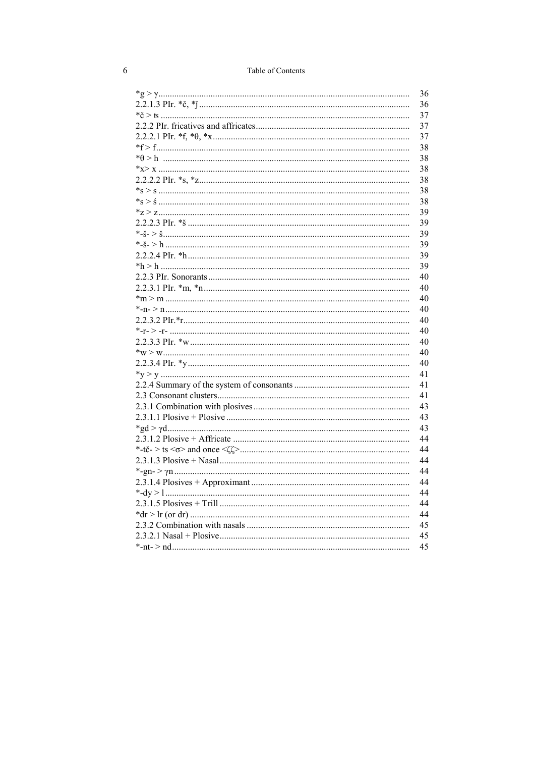| | |
|---|---|
| *g > γ | 36 |
| 2.2.1.3 PIr. *č, *ǰ | 36 |
| *č > ʦ | 37 |
| 2.2.2 PIr. fricatives and affricates | 37 |
| 2.2.2.1 PIr. *f, *θ, *x | 37 |
| *f > f | 38 |
| *θ > h | 38 |
| *x> x | 38 |
| 2.2.2.2 PIr. *s, *z | 38 |
| *s > s | 38 |
| *s > ś | 38 |
| *z > z | 39 |
| 2.2.2.3 PIr. *š | 39 |
| *-š- > š | 39 |
| *-š- > h | 39 |
| 2.2.2.4 PIr. *h | 39 |
| *h > h | 39 |
| 2.2.3 PIr. Sonorants | 40 |
| 2.2.3.1 PIr. *m, *n | 40 |
| *m > m | 40 |
| *-n- > n | 40 |
| 2.2.3.2 PIr.*r | 40 |
| *-r- > -r- | 40 |
| 2.2.3.3 PIr. *w | 40 |
| *w > w | 40 |
| 2.2.3.4 PIr. *y | 40 |
| *y > y | 41 |
| 2.2.4 Summary of the system of consonants | 41 |
| 2.3 Consonant clusters | 41 |
| 2.3.1 Combination with plosives | 43 |
| 2.3.1.1 Plosive + Plosive | 43 |
| *gd > γd | 43 |
| 2.3.1.2 Plosive + Affricate | 44 |
| *-tč- > ts <σ> and once <ζζ> | 44 |
| 2.3.1.3 Plosive + Nasal | 44 |
| *-gn- > γn | 44 |
| 2.3.1.4 Plosives + Approximant | 44 |
| *-dy > l | 44 |
| 2.3.1.5 Plosives + Trill | 44 |
| *dr > lr (or dr) | 44 |
| 2.3.2 Combination with nasals | 45 |
| 2.3.2.1 Nasal + Plosive | 45 |
| *-nt- > nd | 45 |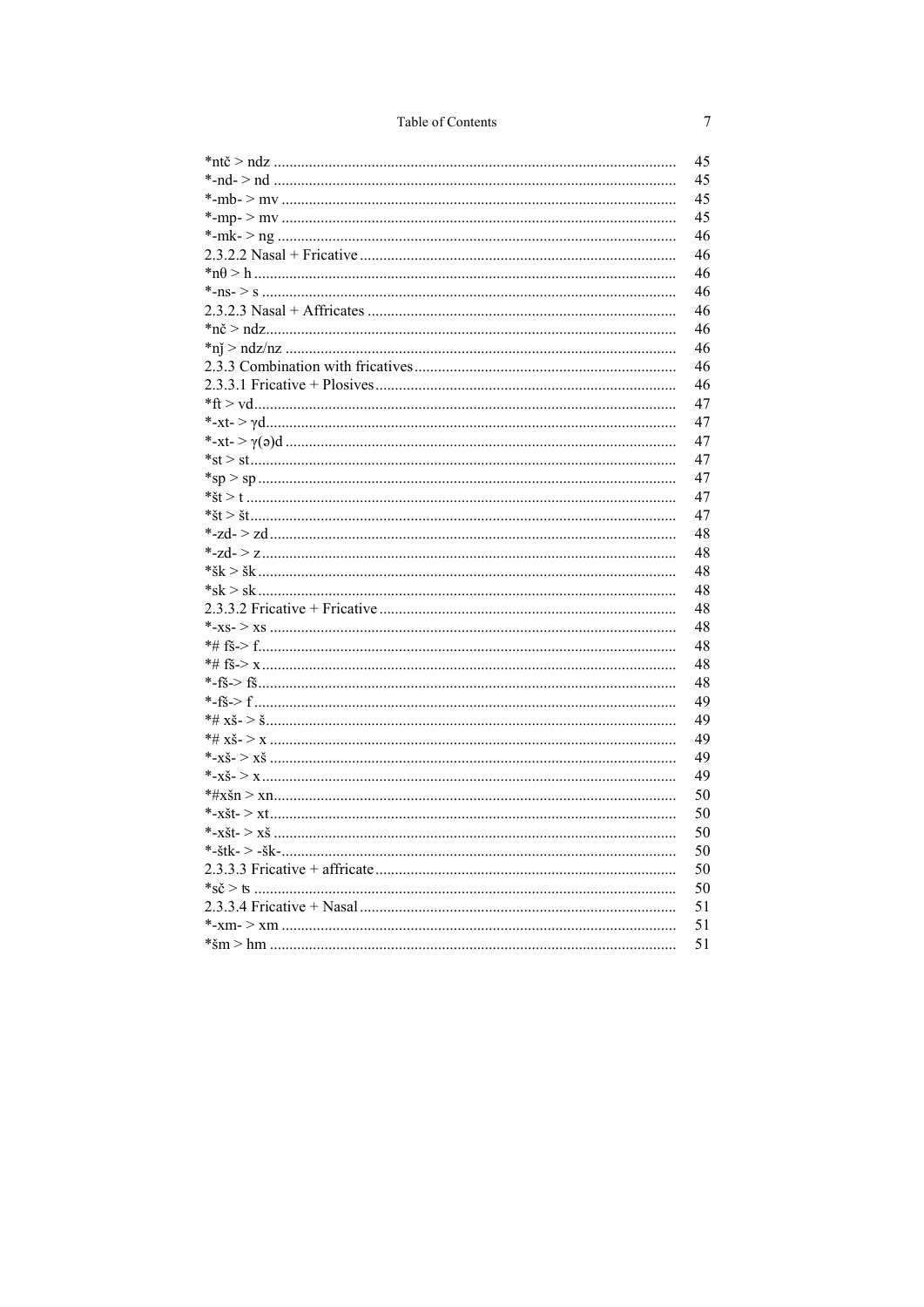| | |
|---|---|
| *ntč > ndz | 45 |
| *-nd- > nd | 45 |
| *-mb- > mv | 45 |
| *-mp- > mv | 45 |
| *-mk- > ng | 46 |
| 2.3.2.2 Nasal + Fricative | 46 |
| *nθ > h | 46 |
| *-ns- > s | 46 |
| 2.3.2.3 Nasal + Affricates | 46 |
| *nč > ndz | 46 |
| *nǰ > ndz/nz | 46 |
| 2.3.3 Combination with fricatives | 46 |
| 2.3.3.1 Fricative + Plosives | 46 |
| *ft > vd | 47 |
| *-xt- > γd | 47 |
| *-xt- > γ(ə)d | 47 |
| *st > st | 47 |
| *sp > sp | 47 |
| *št > t | 47 |
| *št > št | 47 |
| *-zd- > zd | 48 |
| *-zd- > z | 48 |
| *šk > šk | 48 |
| *sk > sk | 48 |
| 2.3.3.2 Fricative + Fricative | 48 |
| *-xs- > xs | 48 |
| *# fš-> f | 48 |
| *# fš-> x | 48 |
| *-fš-> fš | 48 |
| *-fš-> f | 49 |
| *# xš- > š | 49 |
| *# xš- > x | 49 |
| *-xš- > xš | 49 |
| *-xš- > x | 49 |
| *#xšn > xn | 50 |
| *-xšt- > xt | 50 |
| *-xšt- > xš | 50 |
| *-štk- > -šk- | 50 |
| 2.3.3.3 Fricative + affricate | 50 |
| *sč > ʦ | 50 |
| 2.3.3.4 Fricative + Nasal | 51 |
| *-xm- > xm | 51 |
| *šm > hm | 51 |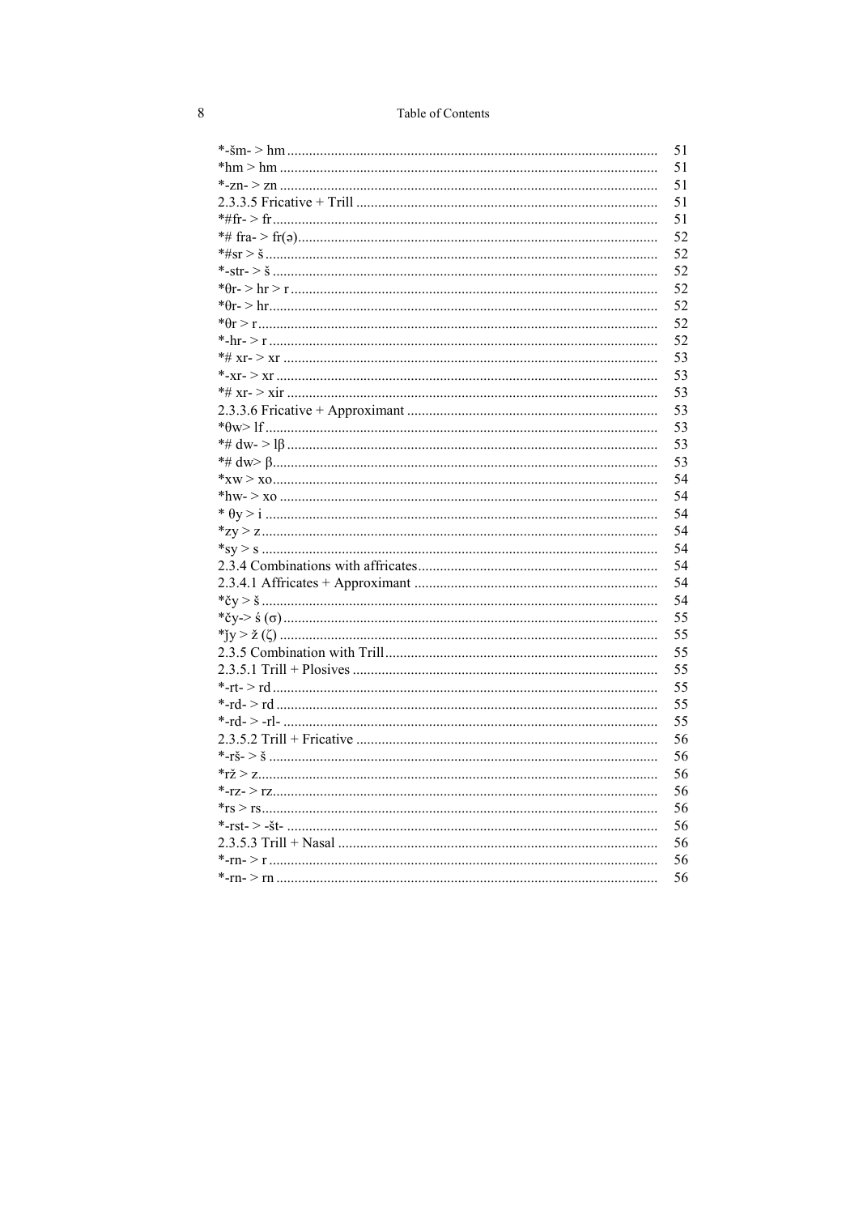| | |
|---|---|
| *-šm- > hm | 51 |
| *hm > hm | 51 |
| *-zn- > zn | 51 |
| 2.3.3.5 Fricative + Trill | 51 |
| *#fr- > fr | 51 |
| *# fra- > fr(ə) | 52 |
| *#sr > š | 52 |
| *-str- > š | 52 |
| *θr- > hr > r | 52 |
| *θr- > hr | 52 |
| *θr > r | 52 |
| *-hr- > r | 52 |
| *# xr- > xr | 53 |
| *-xr- > xr | 53 |
| *# xr- > xir | 53 |
| 2.3.3.6 Fricative + Approximant | 53 |
| *θw> lf | 53 |
| *# dw- > lβ | 53 |
| *# dw> β | 53 |
| *xw > xo | 54 |
| *hw- > xo | 54 |
| * θy > i | 54 |
| *zy > z | 54 |
| *sy > s | 54 |
| 2.3.4 Combinations with affricates | 54 |
| 2.3.4.1 Affricates + Approximant | 54 |
| *čy > š | 54 |
| *čy-> ś (σ) | 55 |
| *ǰy > ž (ζ) | 55 |
| 2.3.5 Combination with Trill | 55 |
| 2.3.5.1 Trill + Plosives | 55 |
| *-rt- > rd | 55 |
| *-rd- > rd | 55 |
| *-rd- > -rl- | 55 |
| 2.3.5.2 Trill + Fricative | 56 |
| *-rš- > š | 56 |
| *rž > z | 56 |
| *-rz- > rz | 56 |
| *rs > rs | 56 |
| *-rst- > -št- | 56 |
| 2.3.5.3 Trill + Nasal | 56 |
| *-rn- > r | 56 |
| *-rn- > rn | 56 |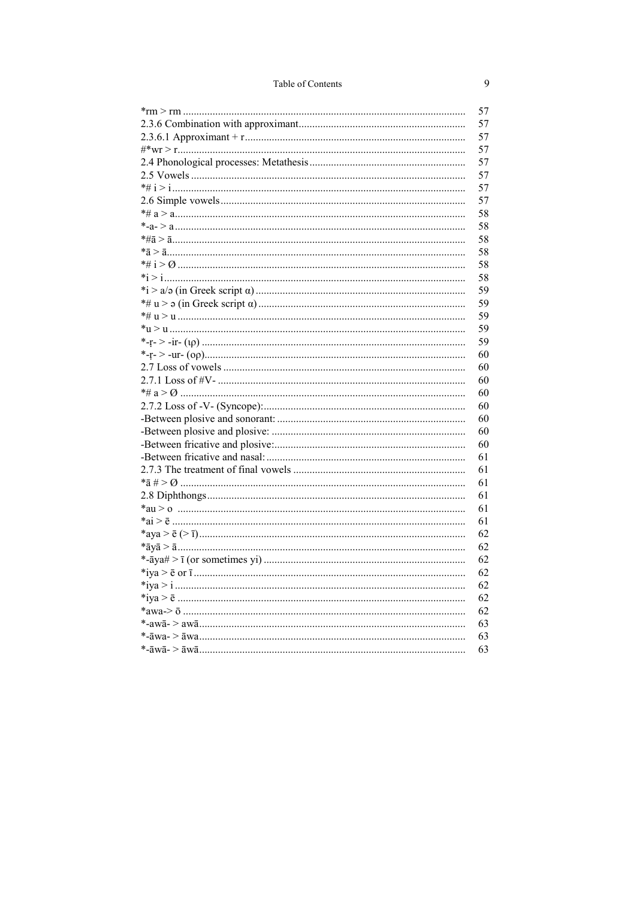| | |
|---|---|
| *rm > rm | 57 |
| 2.3.6 Combination with approximant | 57 |
| 2.3.6.1 Approximant + r | 57 |
| #*wr > r | 57 |
| 2.4 Phonological processes: Metathesis | 57 |
| 2.5 Vowels | 57 |
| *# i > i | 57 |
| 2.6 Simple vowels | 57 |
| *# a > a | 58 |
| *-a- > a | 58 |
| *#ā > ā | 58 |
| *ā > ā | 58 |
| *# i > Ø | 58 |
| *i > i | 58 |
| *i > a/ə (in Greek script α) | 59 |
| *# u > ə (in Greek script α) | 59 |
| *# u > u | 59 |
| *u > u | 59 |
| *-r̥- > -ir- (ιρ) | 59 |
| *-r̥- > -ur- (ορ) | 60 |
| 2.7 Loss of vowels | 60 |
| 2.7.1 Loss of #V- | 60 |
| *# a > Ø | 60 |
| 2.7.2 Loss of -V- (Syncope): | 60 |
| -Between plosive and sonorant: | 60 |
| -Between plosive and plosive: | 60 |
| -Between fricative and plosive: | 60 |
| -Between fricative and nasal: | 61 |
| 2.7.3 The treatment of final vowels | 61 |
| *ā # > Ø | 61 |
| 2.8 Diphthongs | 61 |
| *au > o | 61 |
| *ai > ē | 61 |
| *aya > ē (> ī) | 62 |
| *āyā > ā | 62 |
| *-āya# > ī (or sometimes yi) | 62 |
| *iya > ē or ī | 62 |
| *iya > i | 62 |
| *iya > ē | 62 |
| *awa-> ō | 62 |
| *-awā- > awā | 63 |
| *-āwa- > āwa | 63 |
| *-āwā- > āwā | 63 |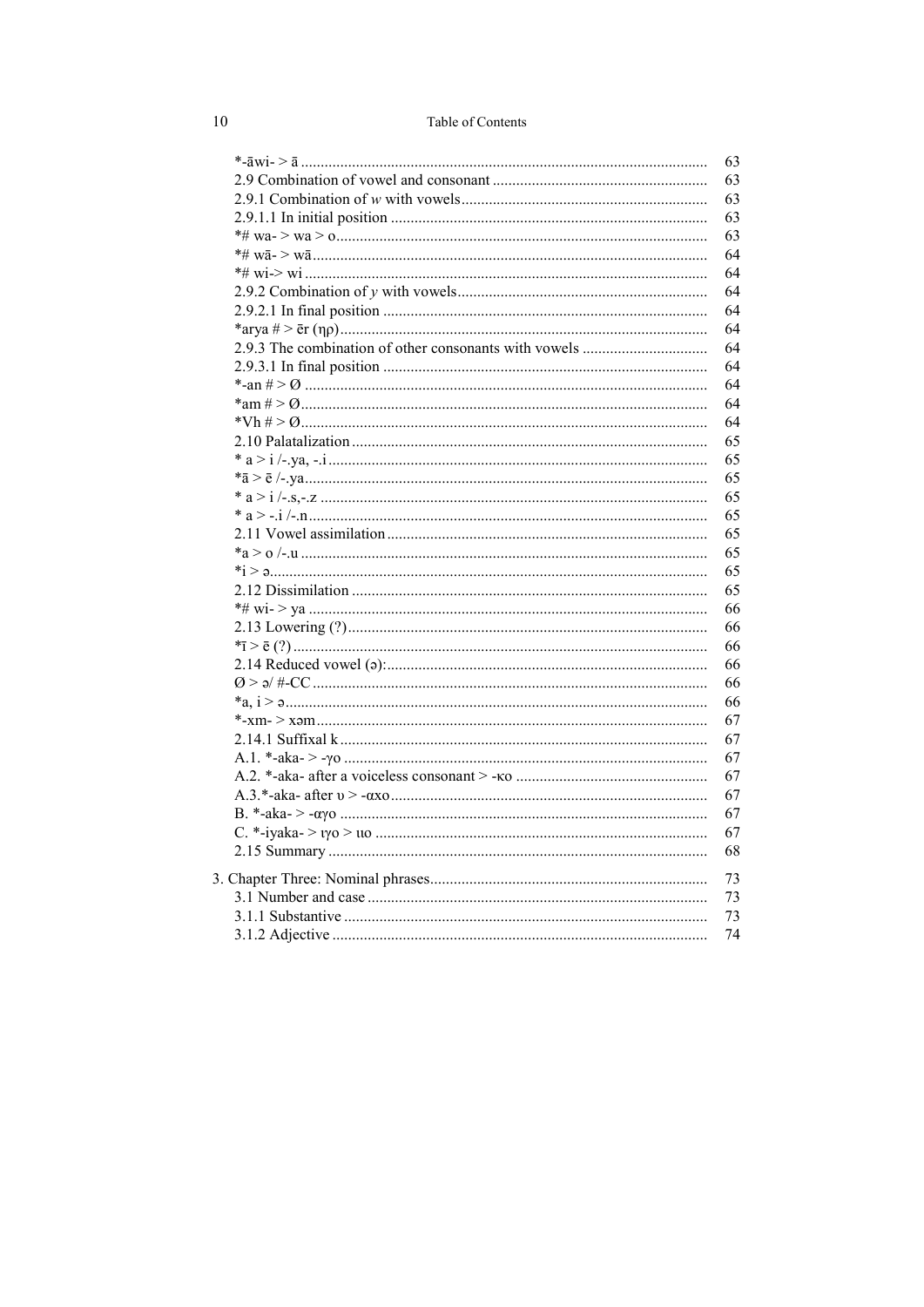*-āwi- > ā ........................................................................................... 63
2.9 Combination of vowel and consonant ...................................................... 63
2.9.1 Combination of *w* with vowels.............................................................. 63
2.9.1.1 In initial position ................................................................................ 63
*# wa- > wa > o............................................................................................. 63
*# wā- > wā................................................................................................... 64
*# wi-> wi ..................................................................................................... 64
2.9.2 Combination of *y* with vowels............................................................... 64
2.9.2.1 In final position .................................................................................. 64
*arya # > ēr (ηρ)............................................................................................ 64
2.9.3 The combination of other consonants with vowels ................................ 64
2.9.3.1 In final position .................................................................................. 64
*-an # > Ø ..................................................................................................... 64
*am # > Ø...................................................................................................... 64
*Vh # > Ø...................................................................................................... 64
2.10 Palatalization.......................................................................................... 65
* a > i /-.ya, -.i ................................................................................................ 65
*ā > ē /-.ya..................................................................................................... 65
* a > i /-.s,-.z ................................................................................................. 65
* a > -.i /-.n.................................................................................................... 65
2.11 Vowel assimilation................................................................................. 65
*a > o /-.u ...................................................................................................... 65
*i > ə.............................................................................................................. 65
2.12 Dissimilation .......................................................................................... 65
*# wi- > ya .................................................................................................... 66
2.13 Lowering (?)........................................................................................... 66
*ī > ē (?) ........................................................................................................ 66
2.14 Reduced vowel (ə):................................................................................. 66
Ø > ə/ #-CC ................................................................................................... 66
*a, i > ə.......................................................................................................... 66
*-xm- > xəm .................................................................................................. 67
2.14.1 Suffixal k ............................................................................................. 67
A.1. *-aka- > -γο ........................................................................................... 67
A.2. *-aka- after a voiceless consonant > -κο ................................................ 67
A.3.*-aka- after υ > -αχο................................................................................ 67
B. *-aka- > -αγο ............................................................................................ 67
C. *-iyaka- > ιγο > ιιο .................................................................................... 67
2.15 Summary ................................................................................................ 68

3. Chapter Three: Nominal phrases...................................................................... 73
3.1 Number and case ...................................................................................... 73
3.1.1 Substantive ............................................................................................ 73
3.1.2 Adjective ............................................................................................... 74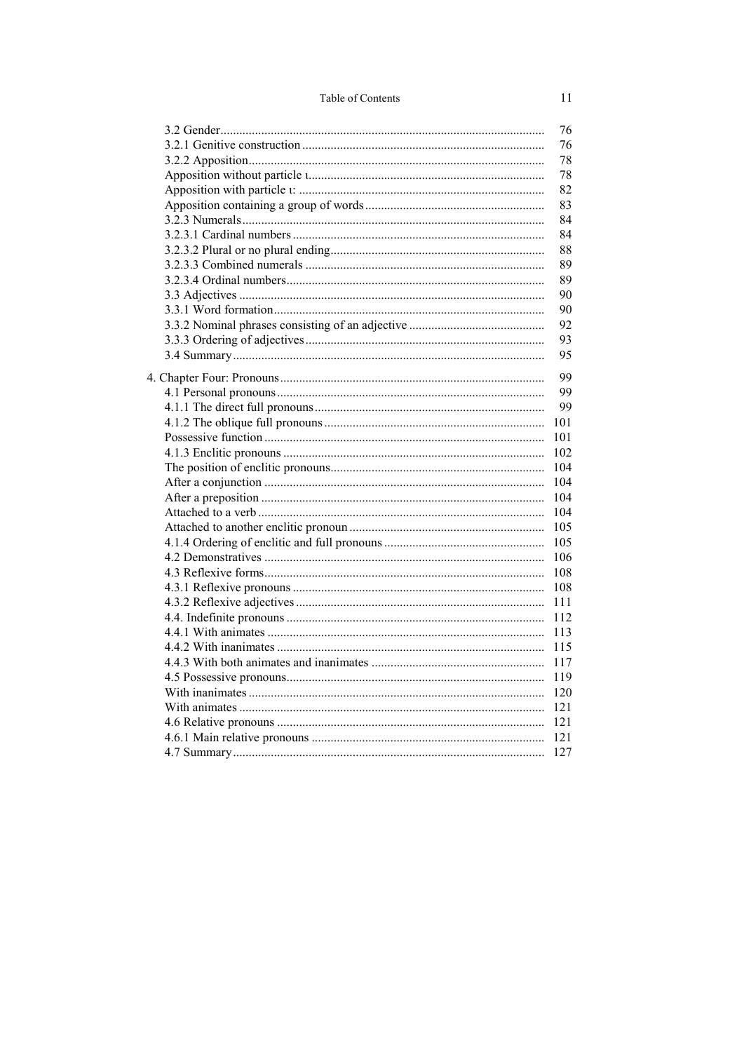| | |
|---|---|
| 3.2 Gender | 76 |
| 3.2.1 Genitive construction | 76 |
| 3.2.2 Apposition | 78 |
| Apposition without particle ι | 78 |
| Apposition with particle ιː | 82 |
| Apposition containing a group of words | 83 |
| 3.2.3 Numerals | 84 |
| 3.2.3.1 Cardinal numbers | 84 |
| 3.2.3.2 Plural or no plural ending | 88 |
| 3.2.3.3 Combined numerals | 89 |
| 3.2.3.4 Ordinal numbers | 89 |
| 3.3 Adjectives | 90 |
| 3.3.1 Word formation | 90 |
| 3.3.2 Nominal phrases consisting of an adjective | 92 |
| 3.3.3 Ordering of adjectives | 93 |
| 3.4 Summary | 95 |
| 4. Chapter Four: Pronouns | 99 |
| 4.1 Personal pronouns | 99 |
| 4.1.1 The direct full pronouns | 99 |
| 4.1.2 The oblique full pronouns | 101 |
| Possessive function | 101 |
| 4.1.3 Enclitic pronouns | 102 |
| The position of enclitic pronouns | 104 |
| After a conjunction | 104 |
| After a preposition | 104 |
| Attached to a verb | 104 |
| Attached to another enclitic pronoun | 105 |
| 4.1.4 Ordering of enclitic and full pronouns | 105 |
| 4.2 Demonstratives | 106 |
| 4.3 Reflexive forms | 108 |
| 4.3.1 Reflexive pronouns | 108 |
| 4.3.2 Reflexive adjectives | 111 |
| 4.4. Indefinite pronouns | 112 |
| 4.4.1 With animates | 113 |
| 4.4.2 With inanimates | 115 |
| 4.4.3 With both animates and inanimates | 117 |
| 4.5 Possessive pronouns | 119 |
| With inanimates | 120 |
| With animates | 121 |
| 4.6 Relative pronouns | 121 |
| 4.6.1 Main relative pronouns | 121 |
| 4.7 Summary | 127 |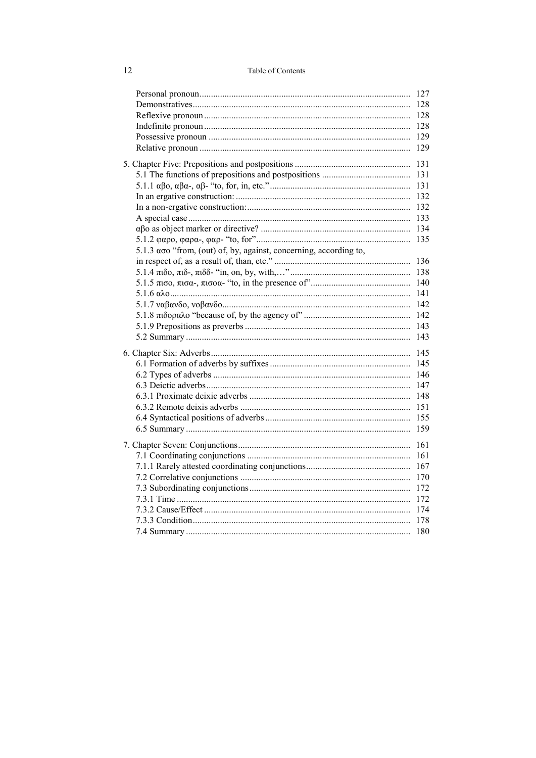Personal pronoun ........ 127
Demonstratives ........ 128
Reflexive pronoun ........ 128
Indefinite pronoun ........ 128
Possessive pronoun ........ 129
Relative pronoun ........ 129

5. Chapter Five: Prepositions and postpositions ........ 131
5.1 The functions of prepositions and postpositions ........ 131
5.1.1 αβο, αβα-, αβ- "to, for, in, etc." ........ 131
In an ergative construction: ........ 132
In a non-ergative construction: ........ 132
A special case ........ 133
αβο as object marker or directive? ........ 134
5.1.2 φαρο, φαρα-, φαρ- "to, for" ........ 135
5.1.3 ασο "from, (out) of, by, against, concerning, according to, in respect of, as a result of, than, etc." ........ 136
5.1.4 πιδο, πιδ-, πιδδ- "in, on, by, with,…" ........ 138
5.1.5 πισο, πισα-, πισοα- "to, in the presence of" ........ 140
5.1.6 αλο ........ 141
5.1.7 ναβανδο, νοβανδο ........ 142
5.1.8 πιδοραλο "because of, by the agency of" ........ 142
5.1.9 Prepositions as preverbs ........ 143
5.2 Summary ........ 143

6. Chapter Six: Adverbs ........ 145
6.1 Formation of adverbs by suffixes ........ 145
6.2 Types of adverbs ........ 146
6.3 Deictic adverbs ........ 147
6.3.1 Proximate deixic adverbs ........ 148
6.3.2 Remote deixis adverbs ........ 151
6.4 Syntactical positions of adverbs ........ 155
6.5 Summary ........ 159

7. Chapter Seven: Conjunctions ........ 161
7.1 Coordinating conjunctions ........ 161
7.1.1 Rarely attested coordinating conjunctions ........ 167
7.2 Correlative conjunctions ........ 170
7.3 Subordinating conjunctions ........ 172
7.3.1 Time ........ 172
7.3.2 Cause/Effect ........ 174
7.3.3 Condition ........ 178
7.4 Summary ........ 180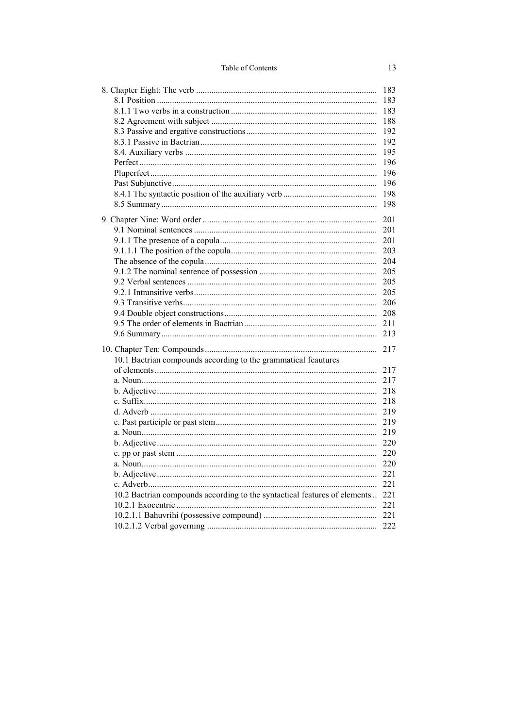| | |
|---|---|
| 8. Chapter Eight: The verb | 183 |
| 8.1 Position | 183 |
| 8.1.1 Two verbs in a construction | 183 |
| 8.2 Agreement with subject | 188 |
| 8.3 Passive and ergative constructions | 192 |
| 8.3.1 Passive in Bactrian | 192 |
| 8.4. Auxiliary verbs | 195 |
| Perfect | 196 |
| Pluperfect | 196 |
| Past Subjunctive | 196 |
| 8.4.1 The syntactic position of the auxiliary verb | 198 |
| 8.5 Summary | 198 |
| 9. Chapter Nine: Word order | 201 |
| 9.1 Nominal sentences | 201 |
| 9.1.1 The presence of a copula | 201 |
| 9.1.1.1 The position of the copula | 203 |
| The absence of the copula | 204 |
| 9.1.2 The nominal sentence of possession | 205 |
| 9.2 Verbal sentences | 205 |
| 9.2.1 Intransitive verbs | 205 |
| 9.3 Transitive verbs | 206 |
| 9.4 Double object constructions | 208 |
| 9.5 The order of elements in Bactrian | 211 |
| 9.6 Summary | 213 |
| 10. Chapter Ten: Compounds | 217 |
| 10.1 Bactrian compounds according to the grammatical feautures of elements | 217 |
| a. Noun | 217 |
| b. Adjective | 218 |
| c. Suffix | 218 |
| d. Adverb | 219 |
| e. Past participle or past stem | 219 |
| a. Noun | 219 |
| b. Adjective | 220 |
| c. pp or past stem | 220 |
| a. Noun | 220 |
| b. Adjective | 221 |
| c. Adverb | 221 |
| 10.2 Bactrian compounds according to the syntactical features of elements | 221 |
| 10.2.1 Exocentric | 221 |
| 10.2.1.1 Bahuvrihi (possessive compound) | 221 |
| 10.2.1.2 Verbal governing | 222 |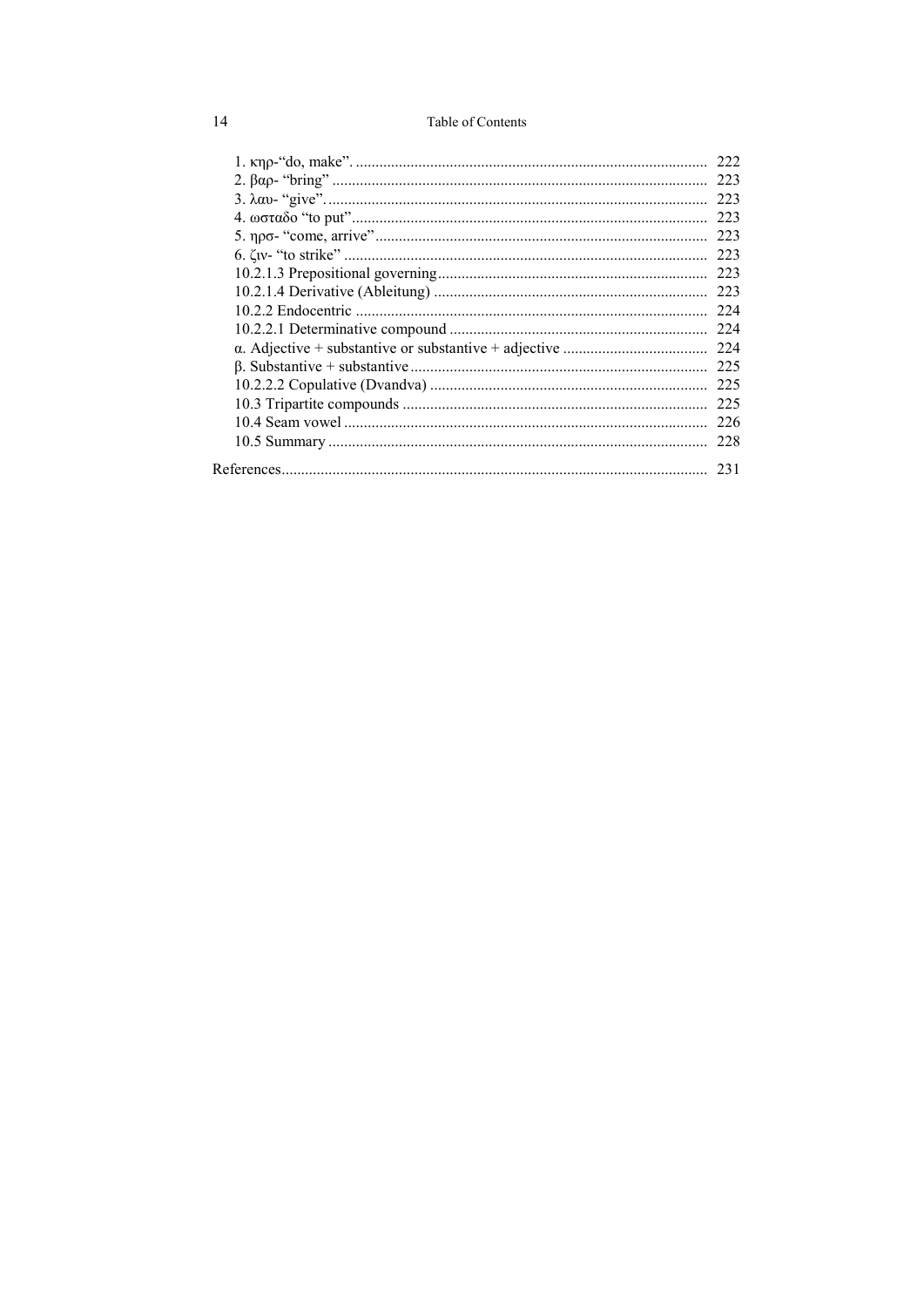1. κηρ-"do, make". ..... 222
2. βαρ- "bring" ..... 223
3. λαυ- "give". ..... 223
4. ωσταδο "to put" ..... 223
5. ηρσ- "come, arrive" ..... 223
6. ζιν- "to strike" ..... 223
10.2.1.3 Prepositional governing ..... 223
10.2.1.4 Derivative (Ableitung) ..... 223
10.2.2 Endocentric ..... 224
10.2.2.1 Determinative compound ..... 224
α. Adjective + substantive or substantive + adjective ..... 224
β. Substantive + substantive ..... 225
10.2.2.2 Copulative (Dvandva) ..... 225
10.3 Tripartite compounds ..... 225
10.4 Seam vowel ..... 226
10.5 Summary ..... 228

References ..... 231